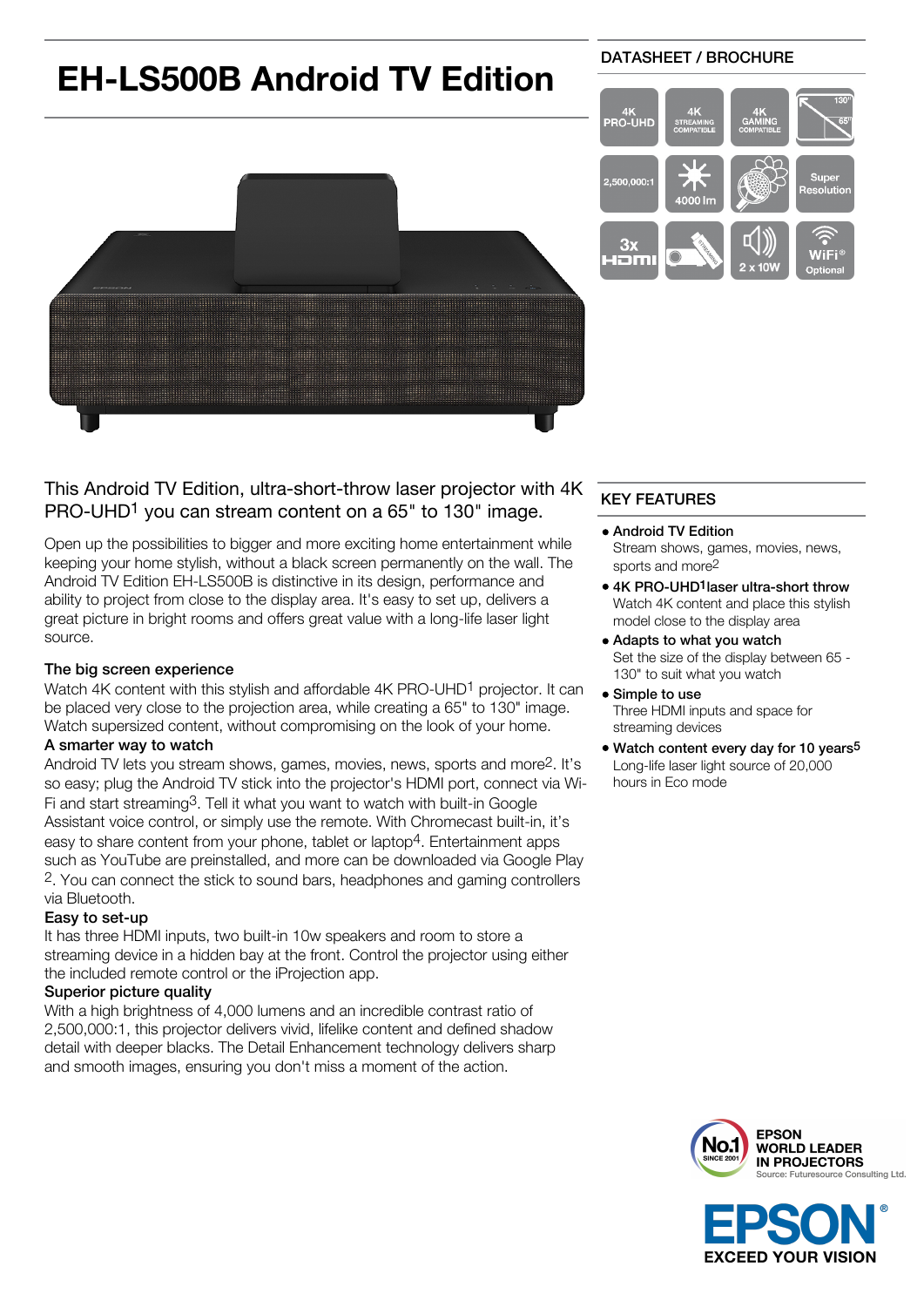# EH-LS500B Android TV Edition

DATASHEET / BROCHURE

This Android TV Edition, ultra-short-throw laser projector with 4K PRO-UHD[1] you can stream content on a 65" to 130" image.

Open up the possibilities to bigger and more exciting home entertainment while keeping your home stylish, without a black screen permanently on the wall. The Android TV Edition EH-LS500B is distinctive in its design, performance and ability to project from close to the display area. It's easy to set up, delivers a great picture in bright rooms and offers great value with a long-life laser light source.

**The big screen experience**
Watch 4K content with this stylish and affordable 4K PRO-UHD[1] projector. It can be placed very close to the projection area, while creating a 65" to 130" image. Watch supersized content, without compromising on the look of your home.

**A smarter way to watch**
Android TV lets you stream shows, games, movies, news, sports and more[2]. It's so easy; plug the Android TV stick into the projector's HDMI port, connect via Wi-Fi and start streaming[3]. Tell it what you want to watch with built-in Google Assistant voice control, or simply use the remote. With Chromecast built-in, it's easy to share content from your phone, tablet or laptop[4]. Entertainment apps such as YouTube are preinstalled, and more can be downloaded via Google Play [2]. You can connect the stick to sound bars, headphones and gaming controllers via Bluetooth.

**Easy to set-up**
It has three HDMI inputs, two built-in 10w speakers and room to store a streaming device in a hidden bay at the front. Control the projector using either the included remote control or the iProjection app.

**Superior picture quality**
With a high brightness of 4,000 lumens and an incredible contrast ratio of 2,500,000:1, this projector delivers vivid, lifelike content and defined shadow detail with deeper blacks. The Detail Enhancement technology delivers sharp and smooth images, ensuring you don't miss a moment of the action.

## KEY FEATURES

- **Android TV Edition**
  Stream shows, games, movies, news, sports and more[2]
- **4K PRO-UHD[1] laser ultra-short throw**
  Watch 4K content and place this stylish model close to the display area
- **Adapts to what you watch**
  Set the size of the display between 65 - 130" to suit what you watch
- **Simple to use**
  Three HDMI inputs and space for streaming devices
- **Watch content every day for 10 years[5]**
  Long-life laser light source of 20,000 hours in Eco mode

EPSON WORLD LEADER IN PROJECTORS
Source: Futuresource Consulting Ltd.

EPSON EXCEED YOUR VISION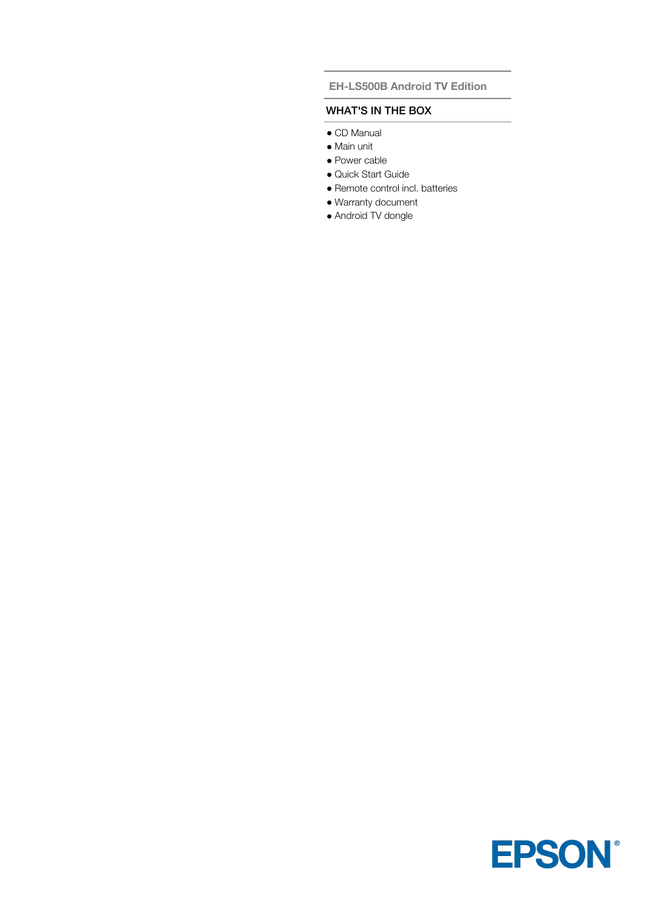EH-LS500B Android TV Edition

## WHAT'S IN THE BOX

- CD Manual
- Main unit
- Power cable
- Quick Start Guide
- Remote control incl. batteries
- Warranty document
- Android TV dongle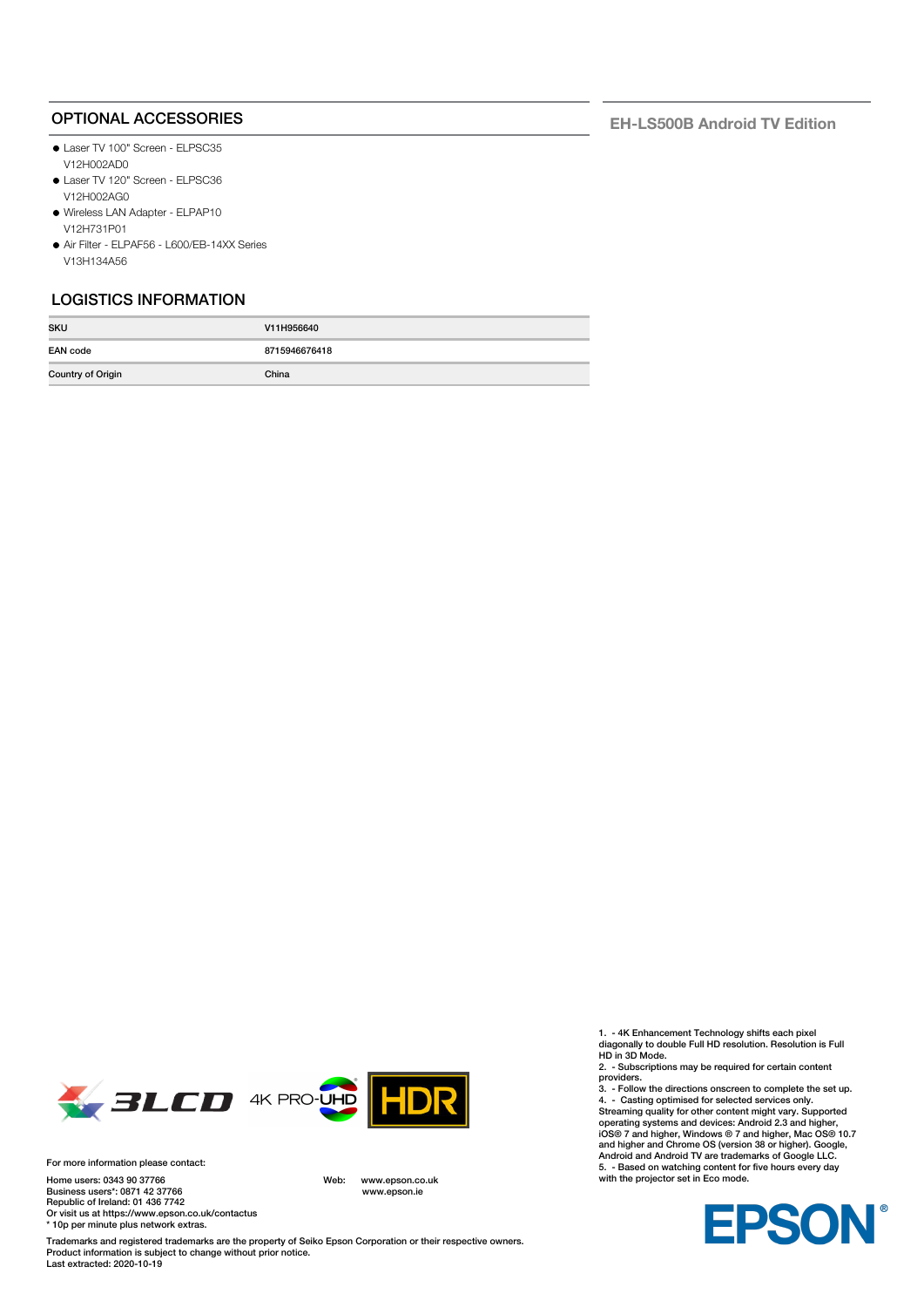## OPTIONAL ACCESSORIES

- Laser TV 100" Screen - ELPSC35
  V12H002AD0
- Laser TV 120" Screen - ELPSC36
  V12H002AG0
- Wireless LAN Adapter - ELPAP10
  V12H731P01
- Air Filter - ELPAF56 - L600/EB-14XX Series
  V13H134A56

## LOGISTICS INFORMATION

| | |
|---|---|
| SKU | V11H956640 |
| EAN code | 8715946676418 |
| Country of Origin | China |

**EH-LS500B Android TV Edition**

1. - 4K Enhancement Technology shifts each pixel diagonally to double Full HD resolution. Resolution is Full HD in 3D Mode.
2. - Subscriptions may be required for certain content providers.
3. - Follow the directions onscreen to complete the set up.
4. - Casting optimised for selected services only. Streaming quality for other content might vary. Supported operating systems and devices: Android 2.3 and higher, iOS® 7 and higher, Windows ® 7 and higher, Mac OS® 10.7 and higher and Chrome OS (version 38 or higher). Google, Android and Android TV are trademarks of Google LLC.
5. - Based on watching content for five hours every day with the projector set in Eco mode.

For more information please contact:

Home users: 0343 90 37766
Business users*: 0871 42 37766
Republic of Ireland: 01 436 7742
Or visit us at https://www.epson.co.uk/contactus
* 10p per minute plus network extras.

Web: www.epson.co.uk
www.epson.ie

Trademarks and registered trademarks are the property of Seiko Epson Corporation or their respective owners.
Product information is subject to change without prior notice.
Last extracted: 2020-10-19